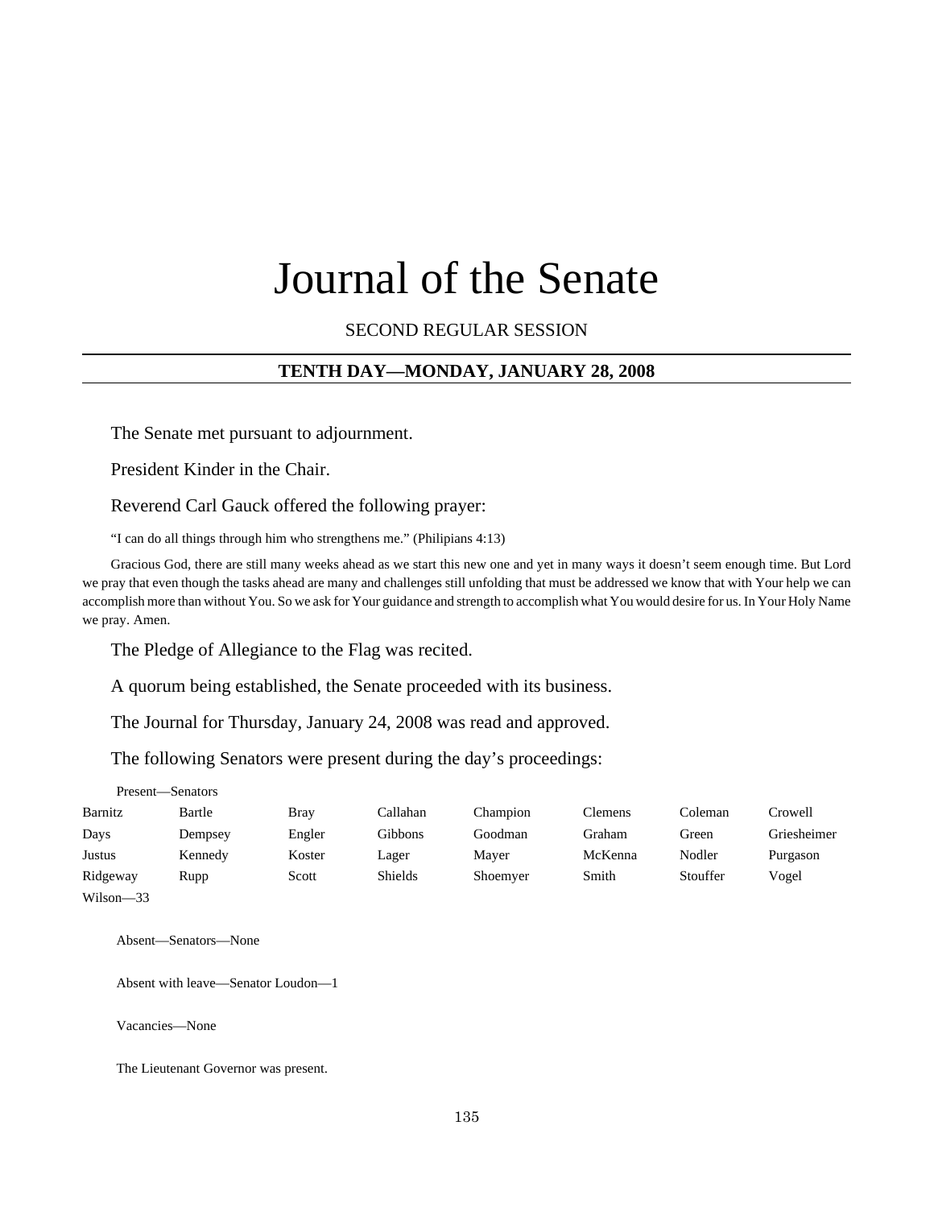# Journal of the Senate

SECOND REGULAR SESSION

## TENTH DAY—MONDAY, JANUARY 28, 2008

The Senate met pursuant to adjournment.

President Kinder in the Chair.

Reverend Carl Gauck offered the following prayer:

"I can do all things through him who strengthens me." (Philipians 4:13)

Gracious God, there are still many weeks ahead as we start this new one and yet in many ways it doesn't seem enough time. But Lord we pray that even though the tasks ahead are many and challenges still unfolding that must be addressed we know that with Your help we can accomplish more than without You. So we ask for Your guidance and strength to accomplish what You would desire for us. In Your Holy Name we pray. Amen.

The Pledge of Allegiance to the Flag was recited.

A quorum being established, the Senate proceeded with its business.

The Journal for Thursday, January 24, 2008 was read and approved.

The following Senators were present during the day's proceedings:

Present—Senators

| | | | | | | | |
|---|---|---|---|---|---|---|---|
| Barnitz | Bartle | Bray | Callahan | Champion | Clemens | Coleman | Crowell |
| Days | Dempsey | Engler | Gibbons | Goodman | Graham | Green | Griesheimer |
| Justus | Kennedy | Koster | Lager | Mayer | McKenna | Nodler | Purgason |
| Ridgeway | Rupp | Scott | Shields | Shoemyer | Smith | Stouffer | Vogel |
| Wilson—33 | | | | | | | |

Absent—Senators—None

Absent with leave—Senator Loudon—1

Vacancies—None

The Lieutenant Governor was present.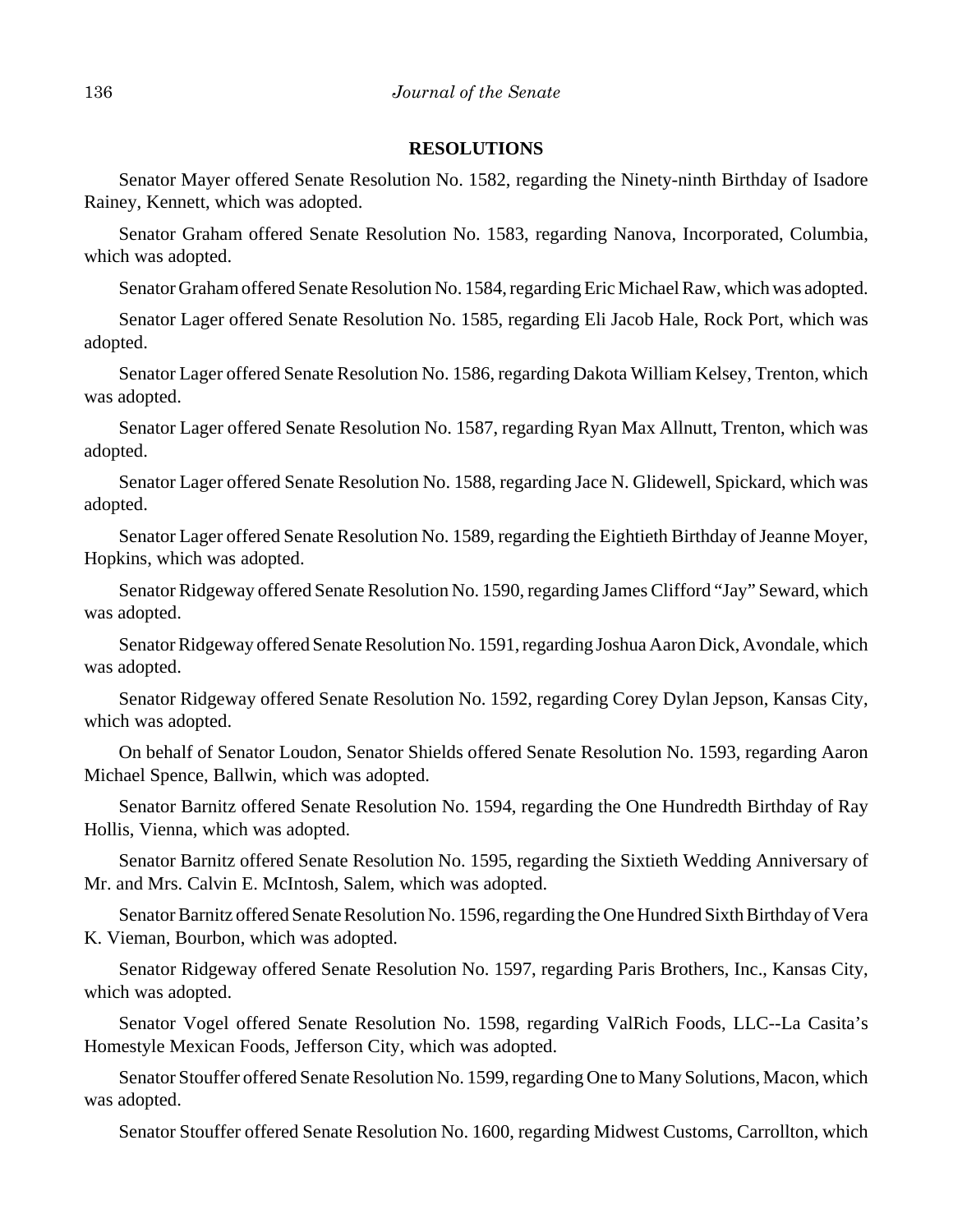## RESOLUTIONS

Senator Mayer offered Senate Resolution No. 1582, regarding the Ninety-ninth Birthday of Isadore Rainey, Kennett, which was adopted.

Senator Graham offered Senate Resolution No. 1583, regarding Nanova, Incorporated, Columbia, which was adopted.

Senator Graham offered Senate Resolution No. 1584, regarding Eric Michael Raw, which was adopted.

Senator Lager offered Senate Resolution No. 1585, regarding Eli Jacob Hale, Rock Port, which was adopted.

Senator Lager offered Senate Resolution No. 1586, regarding Dakota William Kelsey, Trenton, which was adopted.

Senator Lager offered Senate Resolution No. 1587, regarding Ryan Max Allnutt, Trenton, which was adopted.

Senator Lager offered Senate Resolution No. 1588, regarding Jace N. Glidewell, Spickard, which was adopted.

Senator Lager offered Senate Resolution No. 1589, regarding the Eightieth Birthday of Jeanne Moyer, Hopkins, which was adopted.

Senator Ridgeway offered Senate Resolution No. 1590, regarding James Clifford "Jay" Seward, which was adopted.

Senator Ridgeway offered Senate Resolution No. 1591, regarding Joshua Aaron Dick, Avondale, which was adopted.

Senator Ridgeway offered Senate Resolution No. 1592, regarding Corey Dylan Jepson, Kansas City, which was adopted.

On behalf of Senator Loudon, Senator Shields offered Senate Resolution No. 1593, regarding Aaron Michael Spence, Ballwin, which was adopted.

Senator Barnitz offered Senate Resolution No. 1594, regarding the One Hundredth Birthday of Ray Hollis, Vienna, which was adopted.

Senator Barnitz offered Senate Resolution No. 1595, regarding the Sixtieth Wedding Anniversary of Mr. and Mrs. Calvin E. McIntosh, Salem, which was adopted.

Senator Barnitz offered Senate Resolution No. 1596, regarding the One Hundred Sixth Birthday of Vera K. Vieman, Bourbon, which was adopted.

Senator Ridgeway offered Senate Resolution No. 1597, regarding Paris Brothers, Inc., Kansas City, which was adopted.

Senator Vogel offered Senate Resolution No. 1598, regarding ValRich Foods, LLC--La Casita's Homestyle Mexican Foods, Jefferson City, which was adopted.

Senator Stouffer offered Senate Resolution No. 1599, regarding One to Many Solutions, Macon, which was adopted.

Senator Stouffer offered Senate Resolution No. 1600, regarding Midwest Customs, Carrollton, which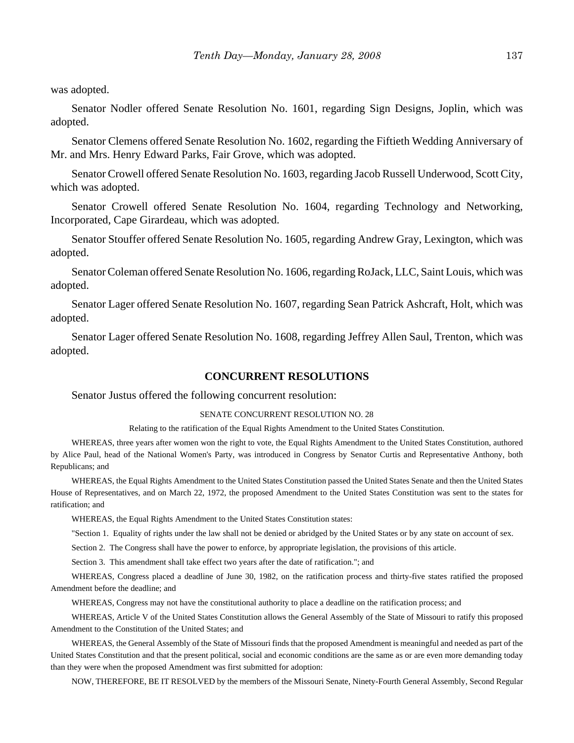was adopted.

Senator Nodler offered Senate Resolution No. 1601, regarding Sign Designs, Joplin, which was adopted.

Senator Clemens offered Senate Resolution No. 1602, regarding the Fiftieth Wedding Anniversary of Mr. and Mrs. Henry Edward Parks, Fair Grove, which was adopted.

Senator Crowell offered Senate Resolution No. 1603, regarding Jacob Russell Underwood, Scott City, which was adopted.

Senator Crowell offered Senate Resolution No. 1604, regarding Technology and Networking, Incorporated, Cape Girardeau, which was adopted.

Senator Stouffer offered Senate Resolution No. 1605, regarding Andrew Gray, Lexington, which was adopted.

Senator Coleman offered Senate Resolution No. 1606, regarding RoJack, LLC, Saint Louis, which was adopted.

Senator Lager offered Senate Resolution No. 1607, regarding Sean Patrick Ashcraft, Holt, which was adopted.

Senator Lager offered Senate Resolution No. 1608, regarding Jeffrey Allen Saul, Trenton, which was adopted.

## CONCURRENT RESOLUTIONS

Senator Justus offered the following concurrent resolution:

SENATE CONCURRENT RESOLUTION NO. 28

Relating to the ratification of the Equal Rights Amendment to the United States Constitution.

WHEREAS, three years after women won the right to vote, the Equal Rights Amendment to the United States Constitution, authored by Alice Paul, head of the National Women's Party, was introduced in Congress by Senator Curtis and Representative Anthony, both Republicans; and

WHEREAS, the Equal Rights Amendment to the United States Constitution passed the United States Senate and then the United States House of Representatives, and on March 22, 1972, the proposed Amendment to the United States Constitution was sent to the states for ratification; and

WHEREAS, the Equal Rights Amendment to the United States Constitution states:

"Section 1. Equality of rights under the law shall not be denied or abridged by the United States or by any state on account of sex.

Section 2. The Congress shall have the power to enforce, by appropriate legislation, the provisions of this article.

Section 3. This amendment shall take effect two years after the date of ratification."; and

WHEREAS, Congress placed a deadline of June 30, 1982, on the ratification process and thirty-five states ratified the proposed Amendment before the deadline; and

WHEREAS, Congress may not have the constitutional authority to place a deadline on the ratification process; and

WHEREAS, Article V of the United States Constitution allows the General Assembly of the State of Missouri to ratify this proposed Amendment to the Constitution of the United States; and

WHEREAS, the General Assembly of the State of Missouri finds that the proposed Amendment is meaningful and needed as part of the United States Constitution and that the present political, social and economic conditions are the same as or are even more demanding today than they were when the proposed Amendment was first submitted for adoption:

NOW, THEREFORE, BE IT RESOLVED by the members of the Missouri Senate, Ninety-Fourth General Assembly, Second Regular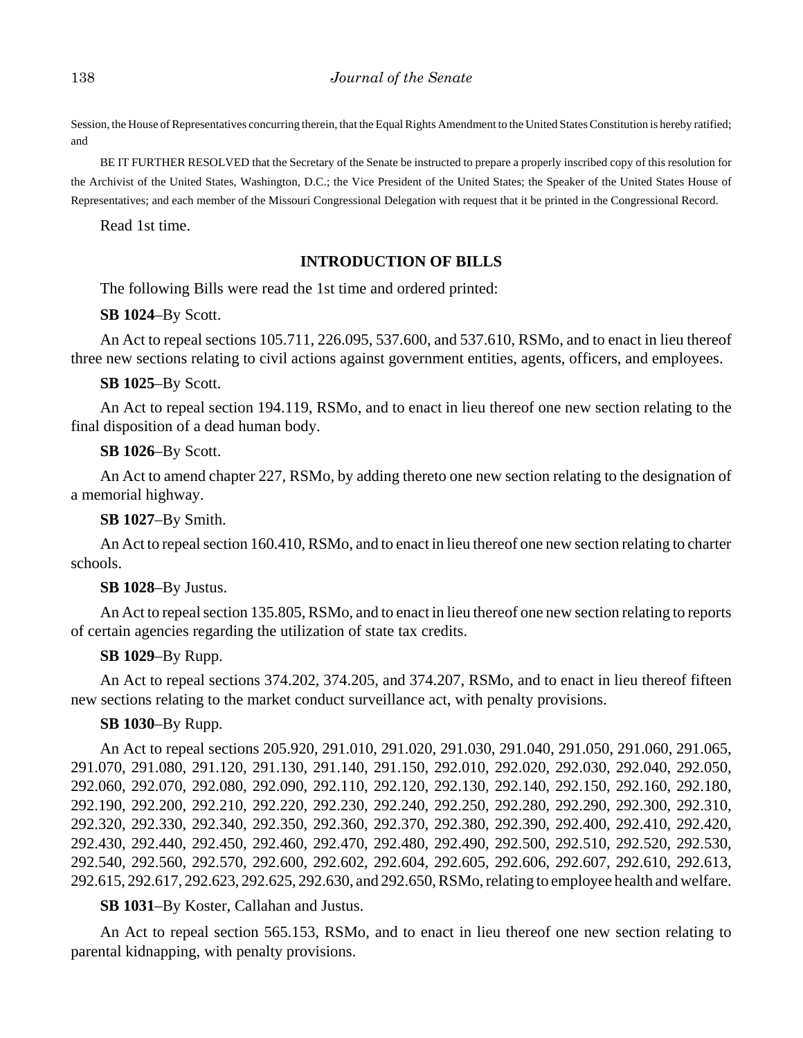Session, the House of Representatives concurring therein, that the Equal Rights Amendment to the United States Constitution is hereby ratified; and

BE IT FURTHER RESOLVED that the Secretary of the Senate be instructed to prepare a properly inscribed copy of this resolution for the Archivist of the United States, Washington, D.C.; the Vice President of the United States; the Speaker of the United States House of Representatives; and each member of the Missouri Congressional Delegation with request that it be printed in the Congressional Record.

Read 1st time.

## INTRODUCTION OF BILLS

The following Bills were read the 1st time and ordered printed:

**SB 1024**–By Scott.

An Act to repeal sections 105.711, 226.095, 537.600, and 537.610, RSMo, and to enact in lieu thereof three new sections relating to civil actions against government entities, agents, officers, and employees.

**SB 1025**–By Scott.

An Act to repeal section 194.119, RSMo, and to enact in lieu thereof one new section relating to the final disposition of a dead human body.

**SB 1026**–By Scott.

An Act to amend chapter 227, RSMo, by adding thereto one new section relating to the designation of a memorial highway.

**SB 1027**–By Smith.

An Act to repeal section 160.410, RSMo, and to enact in lieu thereof one new section relating to charter schools.

**SB 1028**–By Justus.

An Act to repeal section 135.805, RSMo, and to enact in lieu thereof one new section relating to reports of certain agencies regarding the utilization of state tax credits.

**SB 1029**–By Rupp.

An Act to repeal sections 374.202, 374.205, and 374.207, RSMo, and to enact in lieu thereof fifteen new sections relating to the market conduct surveillance act, with penalty provisions.

**SB 1030**–By Rupp.

An Act to repeal sections 205.920, 291.010, 291.020, 291.030, 291.040, 291.050, 291.060, 291.065, 291.070, 291.080, 291.120, 291.130, 291.140, 291.150, 292.010, 292.020, 292.030, 292.040, 292.050, 292.060, 292.070, 292.080, 292.090, 292.110, 292.120, 292.130, 292.140, 292.150, 292.160, 292.180, 292.190, 292.200, 292.210, 292.220, 292.230, 292.240, 292.250, 292.280, 292.290, 292.300, 292.310, 292.320, 292.330, 292.340, 292.350, 292.360, 292.370, 292.380, 292.390, 292.400, 292.410, 292.420, 292.430, 292.440, 292.450, 292.460, 292.470, 292.480, 292.490, 292.500, 292.510, 292.520, 292.530, 292.540, 292.560, 292.570, 292.600, 292.602, 292.604, 292.605, 292.606, 292.607, 292.610, 292.613, 292.615, 292.617, 292.623, 292.625, 292.630, and 292.650, RSMo, relating to employee health and welfare.

**SB 1031**–By Koster, Callahan and Justus.

An Act to repeal section 565.153, RSMo, and to enact in lieu thereof one new section relating to parental kidnapping, with penalty provisions.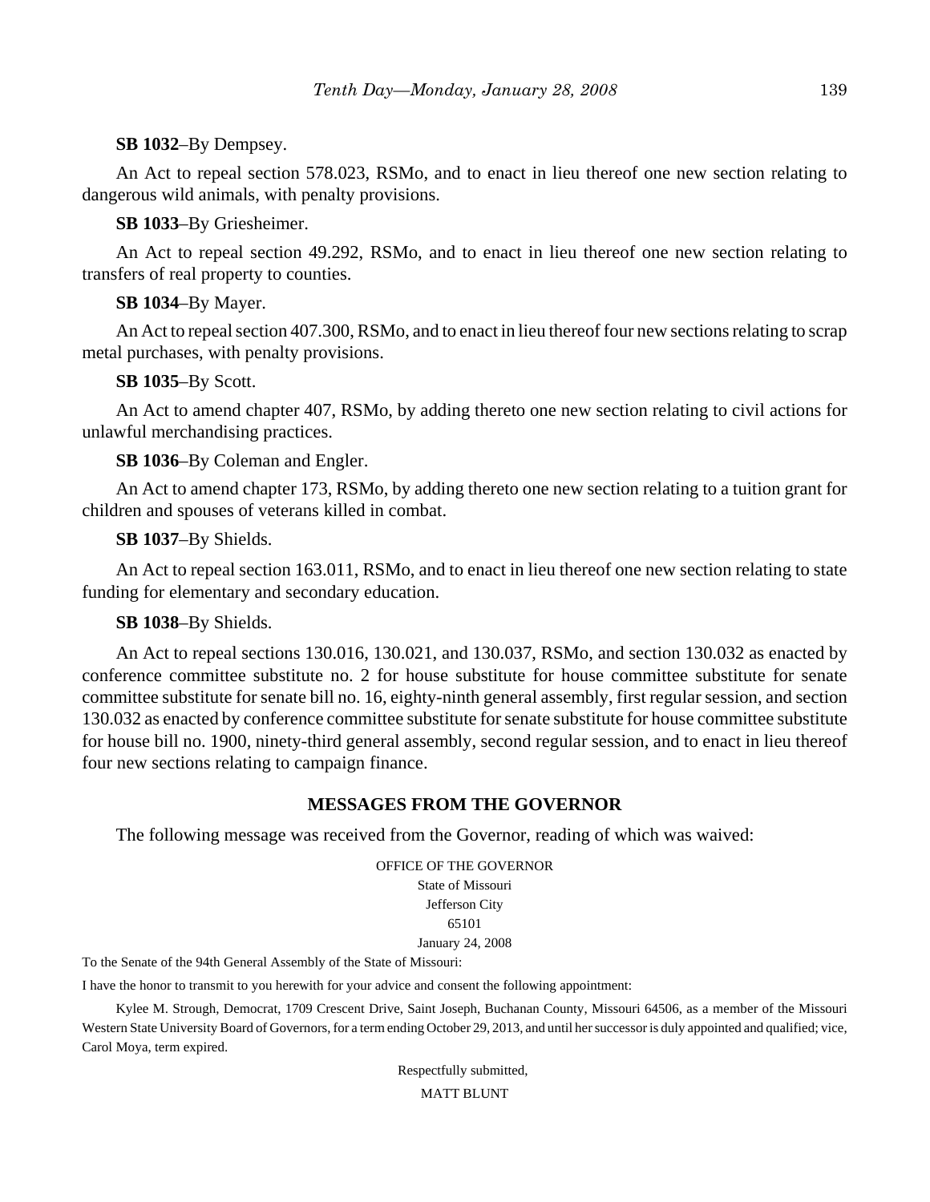**SB 1032**–By Dempsey.

An Act to repeal section 578.023, RSMo, and to enact in lieu thereof one new section relating to dangerous wild animals, with penalty provisions.

**SB 1033**–By Griesheimer.

An Act to repeal section 49.292, RSMo, and to enact in lieu thereof one new section relating to transfers of real property to counties.

**SB 1034**–By Mayer.

An Act to repeal section 407.300, RSMo, and to enact in lieu thereof four new sections relating to scrap metal purchases, with penalty provisions.

**SB 1035**–By Scott.

An Act to amend chapter 407, RSMo, by adding thereto one new section relating to civil actions for unlawful merchandising practices.

**SB 1036**–By Coleman and Engler.

An Act to amend chapter 173, RSMo, by adding thereto one new section relating to a tuition grant for children and spouses of veterans killed in combat.

**SB 1037**–By Shields.

An Act to repeal section 163.011, RSMo, and to enact in lieu thereof one new section relating to state funding for elementary and secondary education.

**SB 1038**–By Shields.

An Act to repeal sections 130.016, 130.021, and 130.037, RSMo, and section 130.032 as enacted by conference committee substitute no. 2 for house substitute for house committee substitute for senate committee substitute for senate bill no. 16, eighty-ninth general assembly, first regular session, and section 130.032 as enacted by conference committee substitute for senate substitute for house committee substitute for house bill no. 1900, ninety-third general assembly, second regular session, and to enact in lieu thereof four new sections relating to campaign finance.

## MESSAGES FROM THE GOVERNOR

The following message was received from the Governor, reading of which was waived:

OFFICE OF THE GOVERNOR
State of Missouri
Jefferson City
65101
January 24, 2008

To the Senate of the 94th General Assembly of the State of Missouri:

I have the honor to transmit to you herewith for your advice and consent the following appointment:

Kylee M. Strough, Democrat, 1709 Crescent Drive, Saint Joseph, Buchanan County, Missouri 64506, as a member of the Missouri Western State University Board of Governors, for a term ending October 29, 2013, and until her successor is duly appointed and qualified; vice, Carol Moya, term expired.

Respectfully submitted,

MATT BLUNT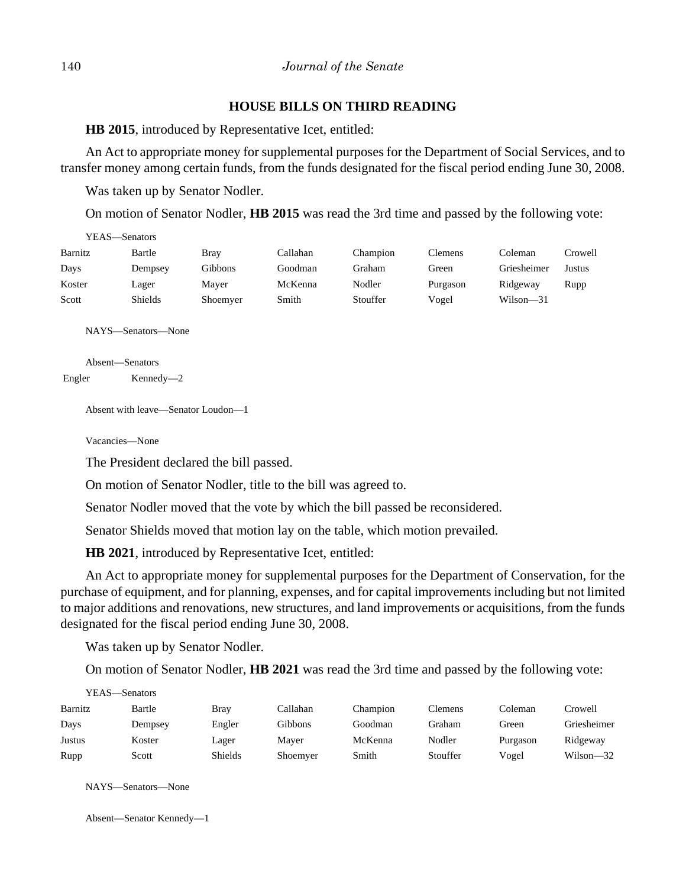## HOUSE BILLS ON THIRD READING

**HB 2015**, introduced by Representative Icet, entitled:

An Act to appropriate money for supplemental purposes for the Department of Social Services, and to transfer money among certain funds, from the funds designated for the fiscal period ending June 30, 2008.

Was taken up by Senator Nodler.

On motion of Senator Nodler, **HB 2015** was read the 3rd time and passed by the following vote:

YEAS—Senators

| | | | | | | | |
|---|---|---|---|---|---|---|---|
| Barnitz | Bartle | Bray | Callahan | Champion | Clemens | Coleman | Crowell |
| Days | Dempsey | Gibbons | Goodman | Graham | Green | Griesheimer | Justus |
| Koster | Lager | Mayer | McKenna | Nodler | Purgason | Ridgeway | Rupp |
| Scott | Shields | Shoemyer | Smith | Stouffer | Vogel | Wilson—31 | |

NAYS—Senators—None

Absent—Senators

Engler Kennedy—2

Absent with leave—Senator Loudon—1

Vacancies—None

The President declared the bill passed.

On motion of Senator Nodler, title to the bill was agreed to.

Senator Nodler moved that the vote by which the bill passed be reconsidered.

Senator Shields moved that motion lay on the table, which motion prevailed.

**HB 2021**, introduced by Representative Icet, entitled:

An Act to appropriate money for supplemental purposes for the Department of Conservation, for the purchase of equipment, and for planning, expenses, and for capital improvements including but not limited to major additions and renovations, new structures, and land improvements or acquisitions, from the funds designated for the fiscal period ending June 30, 2008.

Was taken up by Senator Nodler.

On motion of Senator Nodler, **HB 2021** was read the 3rd time and passed by the following vote:

YEAS—Senators

| | | | | | | | |
|---|---|---|---|---|---|---|---|
| Barnitz | Bartle | Bray | Callahan | Champion | Clemens | Coleman | Crowell |
| Days | Dempsey | Engler | Gibbons | Goodman | Graham | Green | Griesheimer |
| Justus | Koster | Lager | Mayer | McKenna | Nodler | Purgason | Ridgeway |
| Rupp | Scott | Shields | Shoemyer | Smith | Stouffer | Vogel | Wilson—32 |

NAYS—Senators—None

Absent—Senator Kennedy—1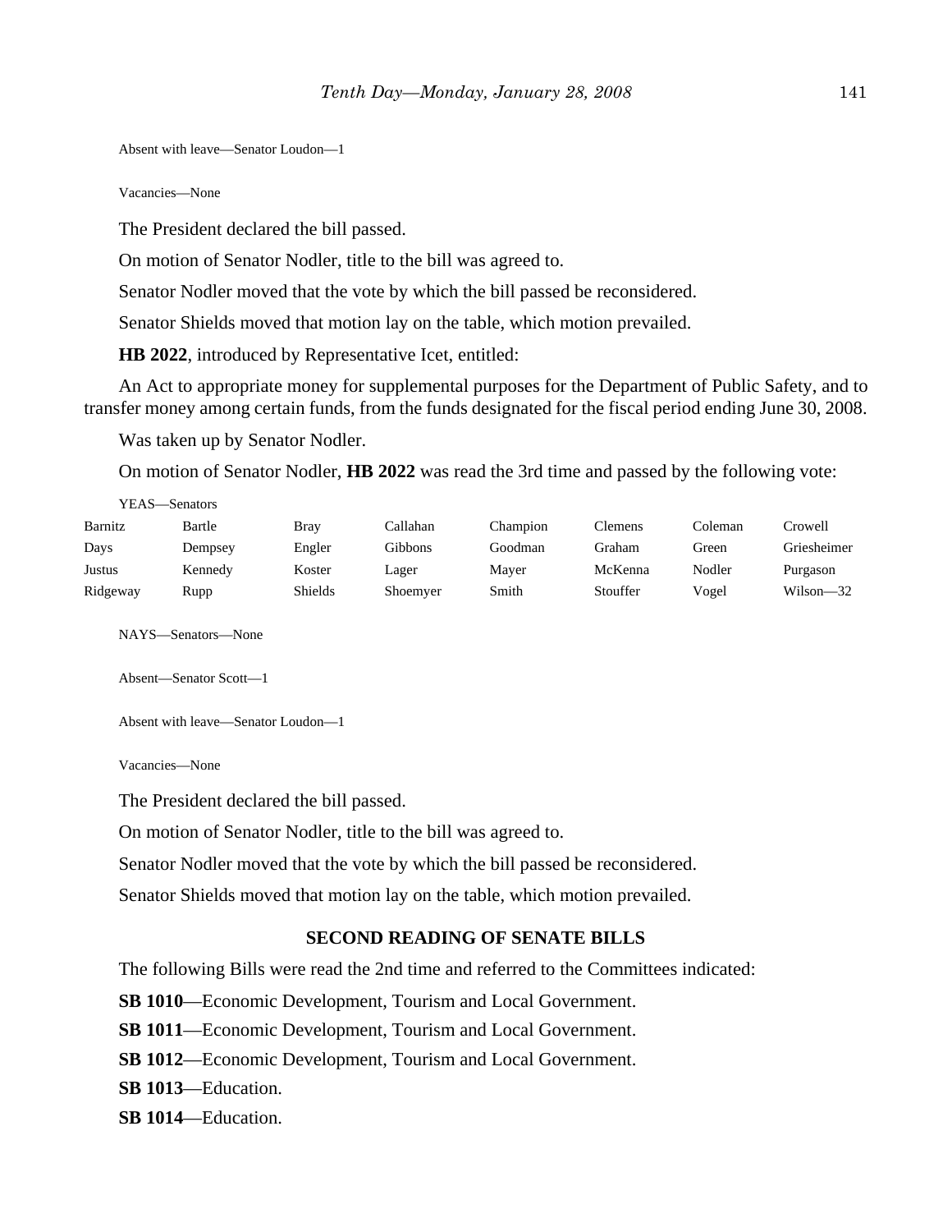Absent with leave—Senator Loudon—1

Vacancies—None

The President declared the bill passed.

On motion of Senator Nodler, title to the bill was agreed to.

Senator Nodler moved that the vote by which the bill passed be reconsidered.

Senator Shields moved that motion lay on the table, which motion prevailed.

**HB 2022**, introduced by Representative Icet, entitled:

An Act to appropriate money for supplemental purposes for the Department of Public Safety, and to transfer money among certain funds, from the funds designated for the fiscal period ending June 30, 2008.

Was taken up by Senator Nodler.

On motion of Senator Nodler, **HB 2022** was read the 3rd time and passed by the following vote:

YEAS—Senators

| | | | | | | | |
|---|---|---|---|---|---|---|---|
| Barnitz | Bartle | Bray | Callahan | Champion | Clemens | Coleman | Crowell |
| Days | Dempsey | Engler | Gibbons | Goodman | Graham | Green | Griesheimer |
| Justus | Kennedy | Koster | Lager | Mayer | McKenna | Nodler | Purgason |
| Ridgeway | Rupp | Shields | Shoemyer | Smith | Stouffer | Vogel | Wilson—32 |

NAYS—Senators—None

Absent—Senator Scott—1

Absent with leave—Senator Loudon—1

Vacancies—None

The President declared the bill passed.

On motion of Senator Nodler, title to the bill was agreed to.

Senator Nodler moved that the vote by which the bill passed be reconsidered.

Senator Shields moved that motion lay on the table, which motion prevailed.

## SECOND READING OF SENATE BILLS

The following Bills were read the 2nd time and referred to the Committees indicated:

**SB 1010**—Economic Development, Tourism and Local Government.

**SB 1011**—Economic Development, Tourism and Local Government.

**SB 1012**—Economic Development, Tourism and Local Government.

**SB 1013**—Education.

**SB 1014**—Education.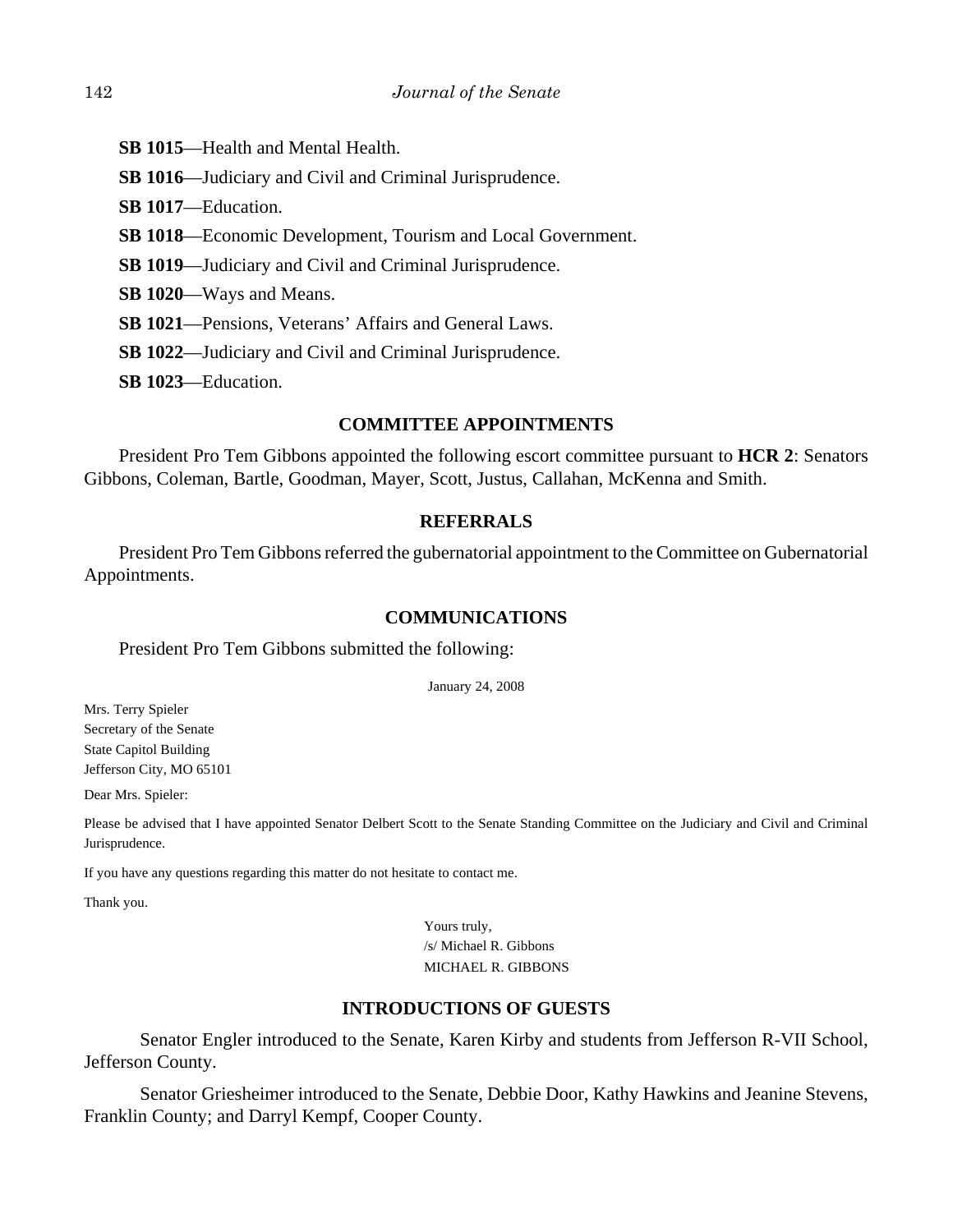**SB 1015**—Health and Mental Health.

**SB 1016**—Judiciary and Civil and Criminal Jurisprudence.

**SB 1017**—Education.

**SB 1018**—Economic Development, Tourism and Local Government.

**SB 1019**—Judiciary and Civil and Criminal Jurisprudence.

**SB 1020**—Ways and Means.

**SB 1021**—Pensions, Veterans' Affairs and General Laws.

**SB 1022**—Judiciary and Civil and Criminal Jurisprudence.

**SB 1023**—Education.

## COMMITTEE APPOINTMENTS

President Pro Tem Gibbons appointed the following escort committee pursuant to **HCR 2**: Senators Gibbons, Coleman, Bartle, Goodman, Mayer, Scott, Justus, Callahan, McKenna and Smith.

## REFERRALS

President Pro Tem Gibbons referred the gubernatorial appointment to the Committee on Gubernatorial Appointments.

## COMMUNICATIONS

President Pro Tem Gibbons submitted the following:

January 24, 2008

Mrs. Terry Spieler
Secretary of the Senate
State Capitol Building
Jefferson City, MO 65101

Dear Mrs. Spieler:

Please be advised that I have appointed Senator Delbert Scott to the Senate Standing Committee on the Judiciary and Civil and Criminal Jurisprudence.

If you have any questions regarding this matter do not hesitate to contact me.

Thank you.

Yours truly,
/s/ Michael R. Gibbons
MICHAEL R. GIBBONS

## INTRODUCTIONS OF GUESTS

Senator Engler introduced to the Senate, Karen Kirby and students from Jefferson R-VII School, Jefferson County.

Senator Griesheimer introduced to the Senate, Debbie Door, Kathy Hawkins and Jeanine Stevens, Franklin County; and Darryl Kempf, Cooper County.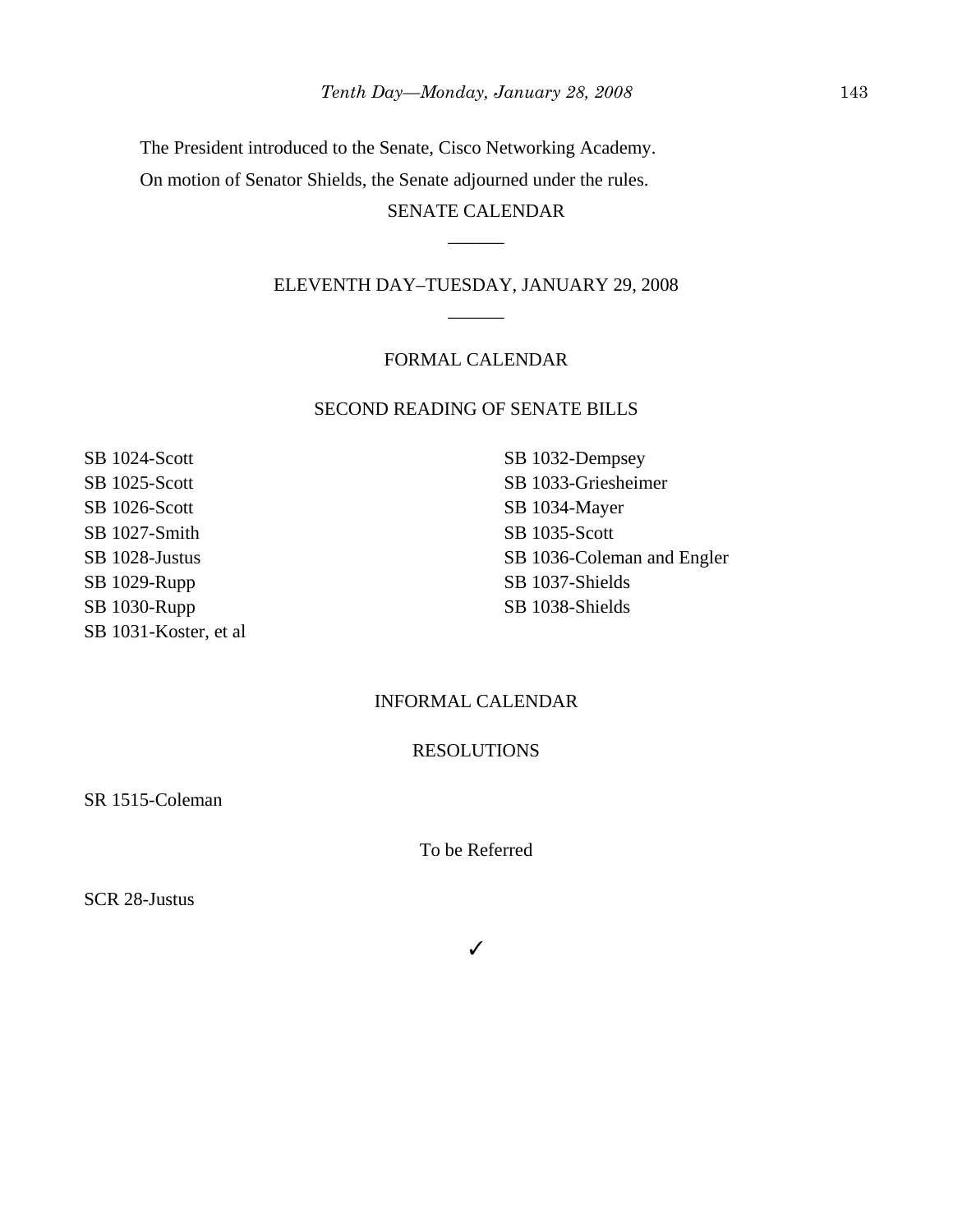The President introduced to the Senate, Cisco Networking Academy.

On motion of Senator Shields, the Senate adjourned under the rules.

## SENATE CALENDAR

\_\_\_\_\_\_

## ELEVENTH DAY–TUESDAY, JANUARY 29, 2008

\_\_\_\_\_\_

### FORMAL CALENDAR

#### SECOND READING OF SENATE BILLS

SB 1024-Scott
SB 1025-Scott
SB 1026-Scott
SB 1027-Smith
SB 1028-Justus
SB 1029-Rupp
SB 1030-Rupp
SB 1031-Koster, et al
SB 1032-Dempsey
SB 1033-Griesheimer
SB 1034-Mayer
SB 1035-Scott
SB 1036-Coleman and Engler
SB 1037-Shields
SB 1038-Shields

### INFORMAL CALENDAR

#### RESOLUTIONS

SR 1515-Coleman

#### To be Referred

SCR 28-Justus

✓